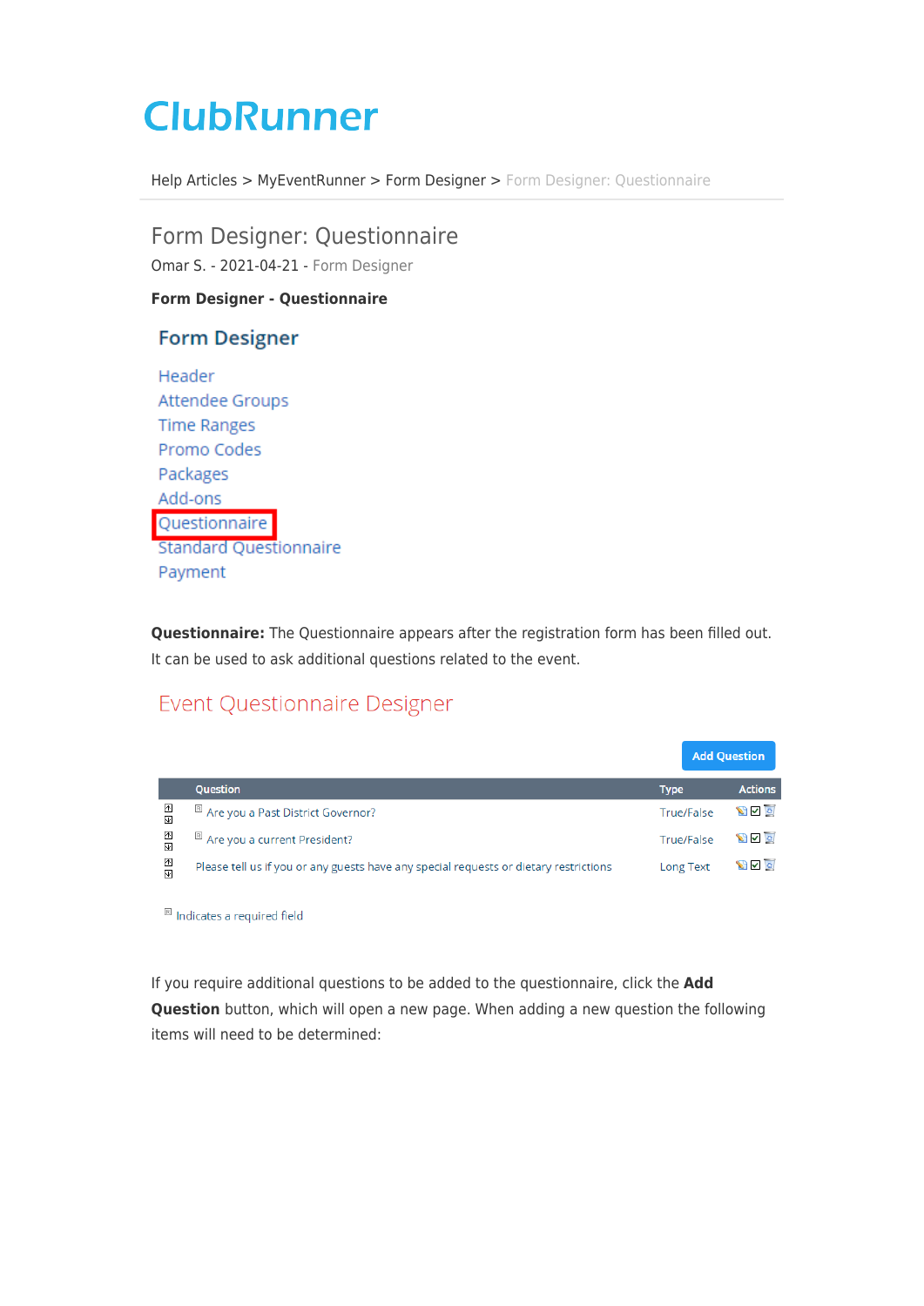# ClubRunner

Help Articles > MyEventRunner > Form Designer > Form Designer: Questionnaire

## Form Designer: Questionnaire

Omar S. - 2021-04-21 - Form Designer

**Form Designer - Questionnaire**

### Form Designer

- Header
- Attendee Groups
- Time Ranges
- Promo Codes
- Packages
- Add-ons
- Questionnaire
- Standard Questionnaire
- Payment

**Questionnaire:** The Questionnaire appears after the registration form has been filled out. It can be used to ask additional questions related to the event.

### Event Questionnaire Designer

Add Question

| | Question | Type | Actions |
|---|---|---|---|
| | Are you a Past District Governor? | True/False | |
| | Are you a current President? | True/False | |
| | Please tell us if you or any guests have any special requests or dietary restrictions | Long Text | |

Indicates a required field

If you require additional questions to be added to the questionnaire, click the **Add Question** button, which will open a new page. When adding a new question the following items will need to be determined: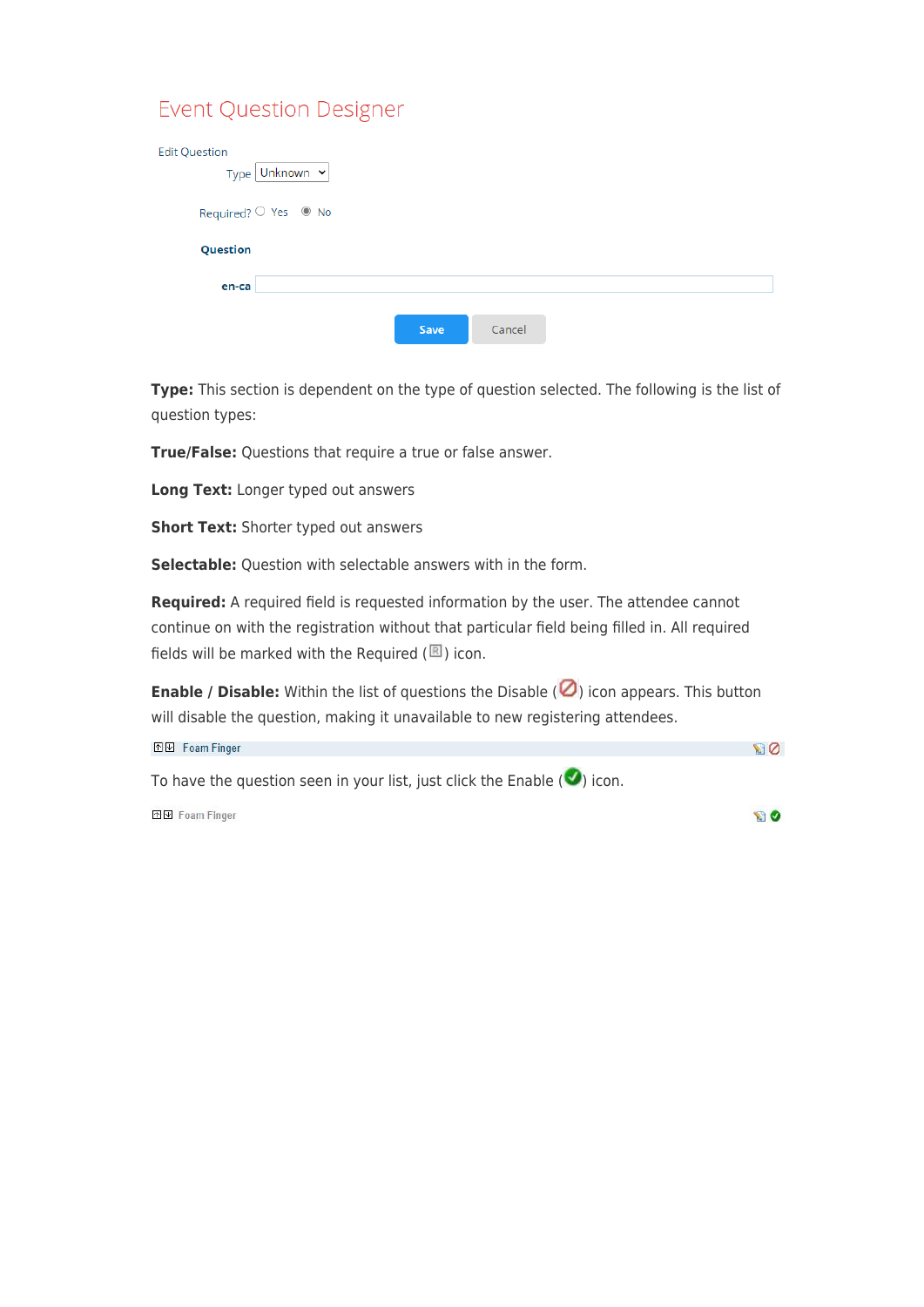# Event Question Designer

Edit Question

Type Unknown

Required? Yes No

Question

en-ca

Save Cancel

**Type:** This section is dependent on the type of question selected. The following is the list of question types:

**True/False:** Questions that require a true or false answer.

**Long Text:** Longer typed out answers

**Short Text:** Shorter typed out answers

**Selectable:** Question with selectable answers with in the form.

**Required:** A required field is requested information by the user. The attendee cannot continue on with the registration without that particular field being filled in. All required fields will be marked with the Required ( ) icon.

**Enable / Disable:** Within the list of questions the Disable ( ) icon appears. This button will disable the question, making it unavailable to new registering attendees.

Foam Finger

To have the question seen in your list, just click the Enable ( ) icon.

Foam Finger